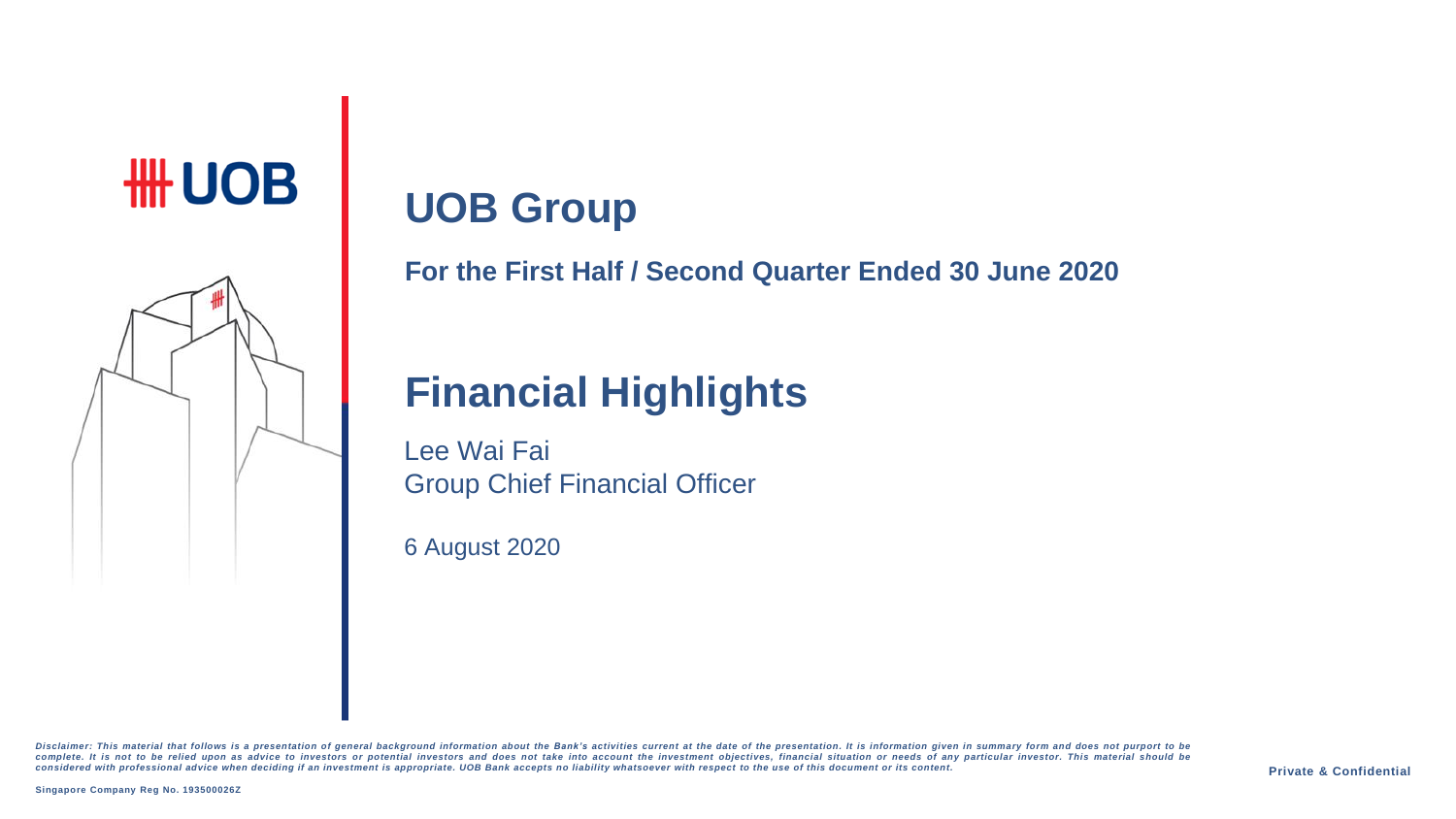UOB

# UOB Group

**For the First Half / Second Quarter Ended 30 June 2020**

# Financial Highlights

Lee Wai Fai
Group Chief Financial Officer

6 August 2020

*Disclaimer: This material that follows is a presentation of general background information about the Bank's activities current at the date of the presentation. It is information given in summary form and does not purport to be complete. It is not to be relied upon as advice to investors or potential investors and does not take into account the investment objectives, financial situation or needs of any particular investor. This material should be considered with professional advice when deciding if an investment is appropriate. UOB Bank accepts no liability whatsoever with respect to the use of this document or its content.*

**Private & Confidential**

Singapore Company Reg No. 193500026Z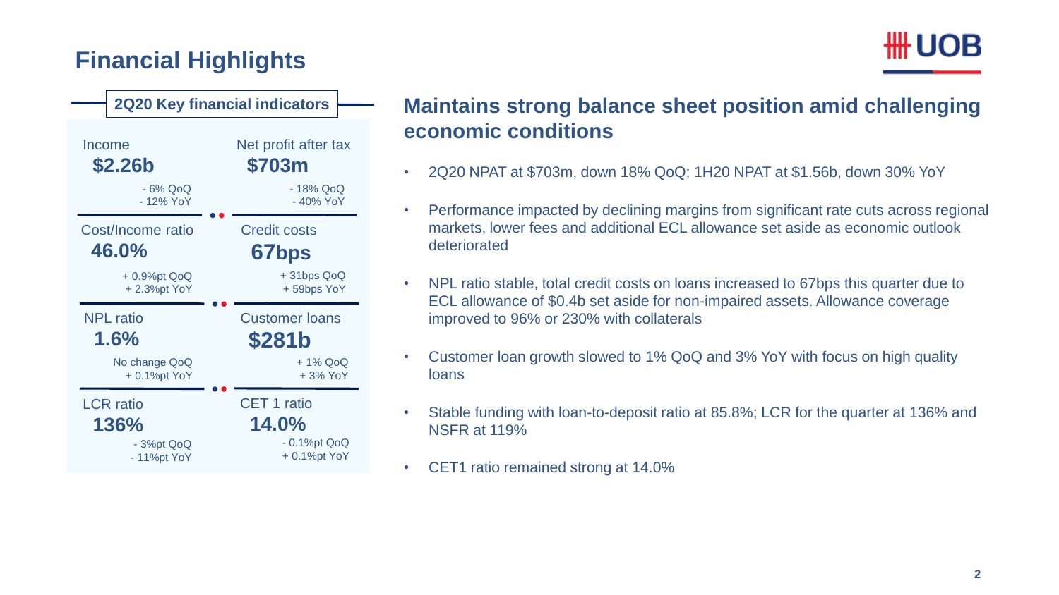# Financial Highlights

## 2Q20 Key financial indicators

| Indicator | Value | QoQ | YoY |
| --- | --- | --- | --- |
| Income | $2.26b | - 6% QoQ | - 12% YoY |
| Net profit after tax | $703m | - 18% QoQ | - 40% YoY |
| Cost/Income ratio | 46.0% | + 0.9%pt QoQ | + 2.3%pt YoY |
| Credit costs | 67bps | + 31bps QoQ | + 59bps YoY |
| NPL ratio | 1.6% | No change QoQ | + 0.1%pt YoY |
| Customer loans | $281b | + 1% QoQ | + 3% YoY |
| LCR ratio | 136% | - 3%pt QoQ | - 11%pt YoY |
| CET 1 ratio | 14.0% | - 0.1%pt QoQ | + 0.1%pt YoY |

## Maintains strong balance sheet position amid challenging economic conditions

- 2Q20 NPAT at $703m, down 18% QoQ; 1H20 NPAT at $1.56b, down 30% YoY
- Performance impacted by declining margins from significant rate cuts across regional markets, lower fees and additional ECL allowance set aside as economic outlook deteriorated
- NPL ratio stable, total credit costs on loans increased to 67bps this quarter due to ECL allowance of $0.4b set aside for non-impaired assets. Allowance coverage improved to 96% or 230% with collaterals
- Customer loan growth slowed to 1% QoQ and 3% YoY with focus on high quality loans
- Stable funding with loan-to-deposit ratio at 85.8%; LCR for the quarter at 136% and NSFR at 119%
- CET1 ratio remained strong at 14.0%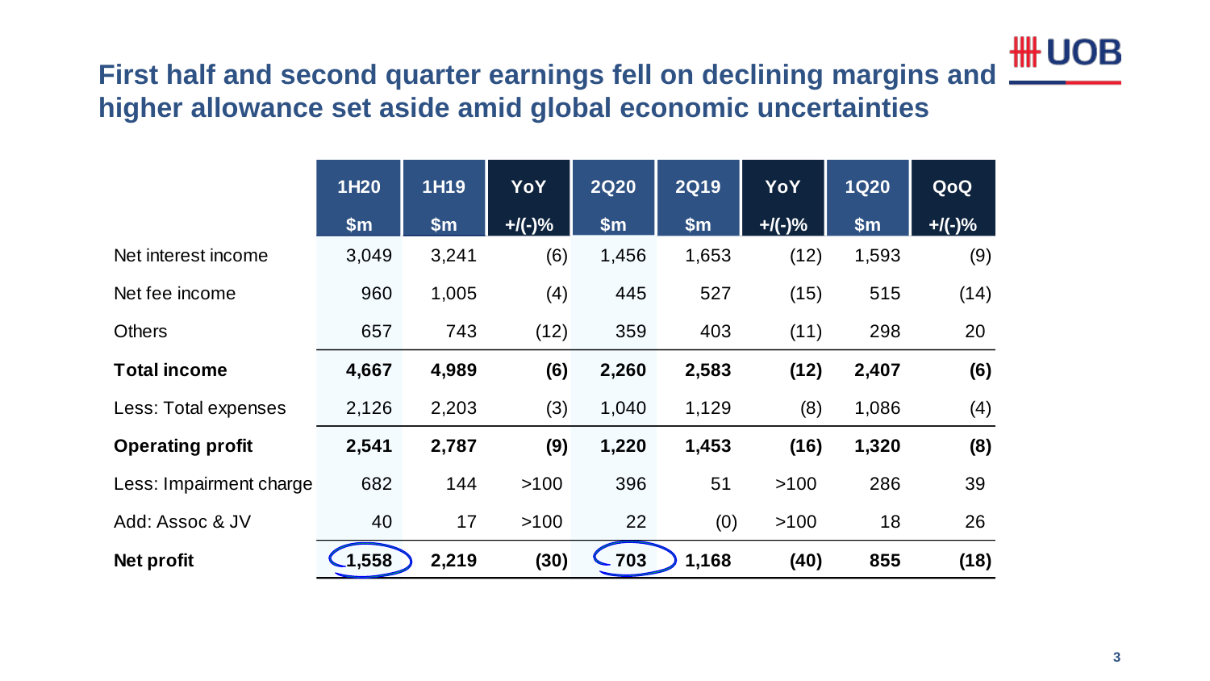# First half and second quarter earnings fell on declining margins and higher allowance set aside amid global economic uncertainties

| | 1H20 $m | 1H19 $m | YoY +/(-)% | 2Q20 $m | 2Q19 $m | YoY +/(-)% | 1Q20 $m | QoQ +/(-)% |
|---|---|---|---|---|---|---|---|---|
| Net interest income | 3,049 | 3,241 | (6) | 1,456 | 1,653 | (12) | 1,593 | (9) |
| Net fee income | 960 | 1,005 | (4) | 445 | 527 | (15) | 515 | (14) |
| Others | 657 | 743 | (12) | 359 | 403 | (11) | 298 | 20 |
| **Total income** | **4,667** | **4,989** | **(6)** | **2,260** | **2,583** | **(12)** | **2,407** | **(6)** |
| Less: Total expenses | 2,126 | 2,203 | (3) | 1,040 | 1,129 | (8) | 1,086 | (4) |
| **Operating profit** | **2,541** | **2,787** | **(9)** | **1,220** | **1,453** | **(16)** | **1,320** | **(8)** |
| Less: Impairment charge | 682 | 144 | >100 | 396 | 51 | >100 | 286 | 39 |
| Add: Assoc & JV | 40 | 17 | >100 | 22 | (0) | >100 | 18 | 26 |
| **Net profit** | **1,558** | **2,219** | **(30)** | **703** | **1,168** | **(40)** | **855** | **(18)** |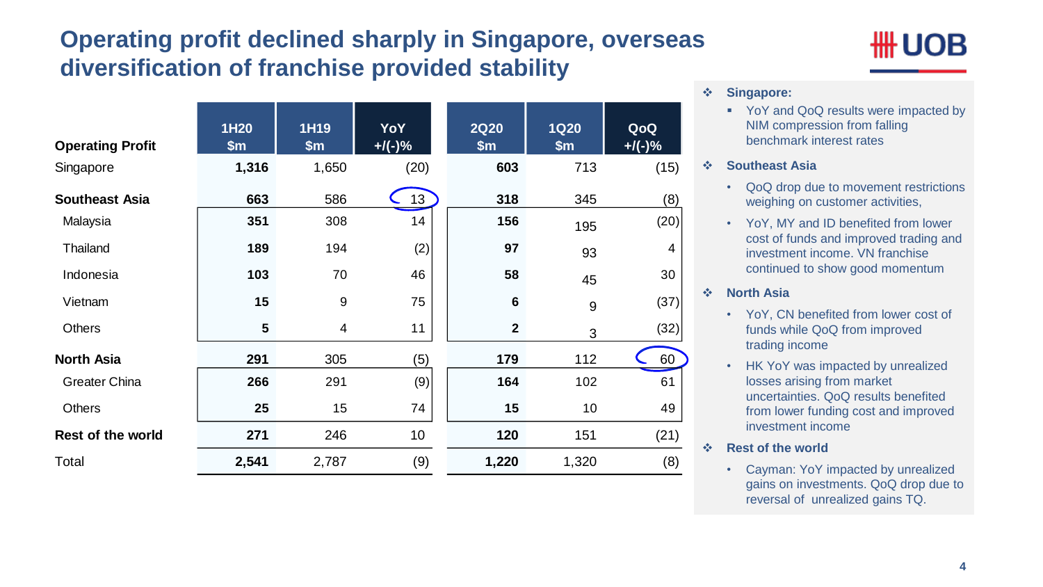# Operating profit declined sharply in Singapore, overseas diversification of franchise provided stability

| Operating Profit | 1H20 $m | 1H19 $m | YoY +/(-)% | 2Q20 $m | 1Q20 $m | QoQ +/(-)% |
|---|---|---|---|---|---|---|
| Singapore | **1,316** | 1,650 | (20) | **603** | 713 | (15) |
| **Southeast Asia** | **663** | 586 | 13 | **318** | 345 | (8) |
| Malaysia | **351** | 308 | 14 | **156** | 195 | (20) |
| Thailand | **189** | 194 | (2) | **97** | 93 | 4 |
| Indonesia | **103** | 70 | 46 | **58** | 45 | 30 |
| Vietnam | **15** | 9 | 75 | **6** | 9 | (37) |
| Others | **5** | 4 | 11 | **2** | 3 | (32) |
| **North Asia** | **291** | 305 | (5) | **179** | 112 | 60 |
| Greater China | **266** | 291 | (9) | **164** | 102 | 61 |
| Others | **25** | 15 | 74 | **15** | 10 | 49 |
| **Rest of the world** | **271** | 246 | 10 | **120** | 151 | (21) |
| Total | **2,541** | 2,787 | (9) | **1,220** | 1,320 | (8) |

- **Singapore:**
  - YoY and QoQ results were impacted by NIM compression from falling benchmark interest rates
- **Southeast Asia**
  - QoQ drop due to movement restrictions weighing on customer activities,
  - YoY, MY and ID benefited from lower cost of funds and improved trading and investment income. VN franchise continued to show good momentum
- **North Asia**
  - YoY, CN benefited from lower cost of funds while QoQ from improved trading income
  - HK YoY was impacted by unrealized losses arising from market uncertainties. QoQ results benefited from lower funding cost and improved investment income
- **Rest of the world**
  - Cayman: YoY impacted by unrealized gains on investments. QoQ drop due to reversal of unrealized gains TQ.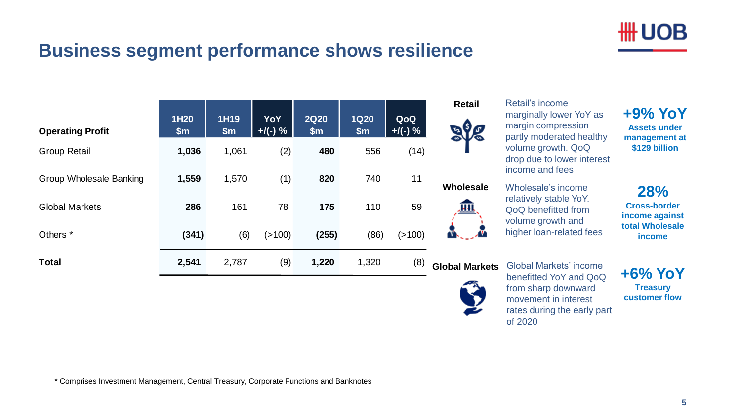# Business segment performance shows resilience

| Operating Profit | 1H20 $m | 1H19 $m | YoY +/(-) % | 2Q20 $m | 1Q20 $m | QoQ +/(-) % |
|---|---|---|---|---|---|---|
| Group Retail | **1,036** | 1,061 | (2) | **480** | 556 | (14) |
| Group Wholesale Banking | **1,559** | 1,570 | (1) | **820** | 740 | 11 |
| Global Markets | **286** | 161 | 78 | **175** | 110 | 59 |
| Others * | **(341)** | (6) | (>100) | **(255)** | (86) | (>100) |
| **Total** | **2,541** | 2,787 | (9) | **1,220** | 1,320 | (8) |

**Retail**

Retail's income marginally lower YoY as margin compression partly moderated healthy volume growth. QoQ drop due to lower interest income and fees

**+9% YoY**
**Assets under management at $129 billion**

**Wholesale**

Wholesale's income relatively stable YoY. QoQ benefitted from volume growth and higher loan-related fees

**28%**
**Cross-border income against total Wholesale income**

**Global Markets**

Global Markets' income benefitted YoY and QoQ from sharp downward movement in interest rates during the early part of 2020

**+6% YoY**
**Treasury customer flow**

* Comprises Investment Management, Central Treasury, Corporate Functions and Banknotes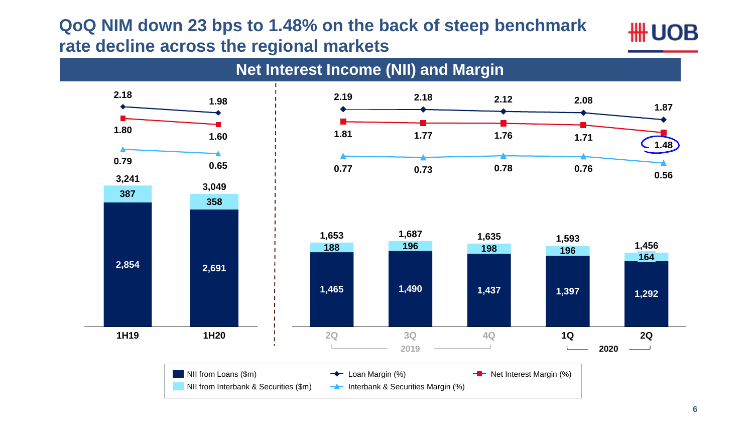# QoQ NIM down 23 bps to 1.48% on the back of steep benchmark rate decline across the regional markets

## Net Interest Income (NII) and Margin

| | 1H19 | 1H20 |
|---|---|---|
| NII from Loans ($m) | 2,854 | 2,691 |
| NII from Interbank & Securities ($m) | 387 | 358 |
| Total NII ($m) | 3,241 | 3,049 |
| Loan Margin (%) | 2.18 | 1.98 |
| Net Interest Margin (%) | 1.80 | 1.60 |
| Interbank & Securities Margin (%) | 0.79 | 0.65 |

| | 2Q 2019 | 3Q 2019 | 4Q 2019 | 1Q 2020 | 2Q 2020 |
|---|---|---|---|---|---|
| NII from Loans ($m) | 1,465 | 1,490 | 1,437 | 1,397 | 1,292 |
| NII from Interbank & Securities ($m) | 188 | 196 | 198 | 196 | 164 |
| Total NII ($m) | 1,653 | 1,687 | 1,635 | 1,593 | 1,456 |
| Loan Margin (%) | 2.19 | 2.18 | 2.12 | 2.08 | 1.87 |
| Net Interest Margin (%) | 1.81 | 1.77 | 1.76 | 1.71 | 1.48 |
| Interbank & Securities Margin (%) | 0.77 | 0.73 | 0.78 | 0.76 | 0.56 |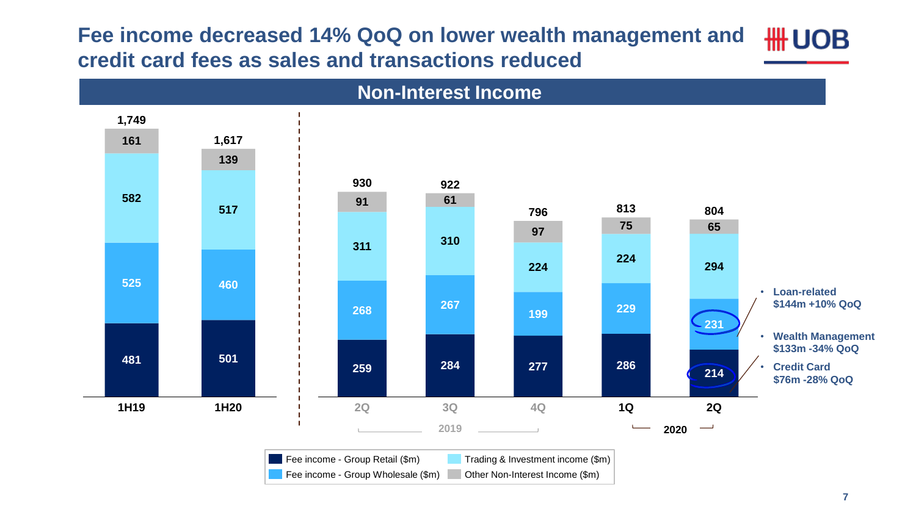# Fee income decreased 14% QoQ on lower wealth management and credit card fees as sales and transactions reduced

## Non-Interest Income

| | 1H19 | 1H20 | 2Q 2019 | 3Q 2019 | 4Q 2019 | 1Q 2020 | 2Q 2020 |
|---|---|---|---|---|---|---|---|
| Fee income - Group Retail ($m) | 481 | 501 | 259 | 284 | 277 | 286 | 214 |
| Fee income - Group Wholesale ($m) | 525 | 460 | 268 | 267 | 199 | 229 | 231 |
| Trading & Investment income ($m) | 582 | 517 | 311 | 310 | 224 | 224 | 294 |
| Other Non-Interest Income ($m) | 161 | 139 | 91 | 61 | 97 | 75 | 65 |
| Total | 1,749 | 1,617 | 930 | 922 | 796 | 813 | 804 |

- Loan-related $144m +10% QoQ
- Wealth Management $133m -34% QoQ
- Credit Card $76m -28% QoQ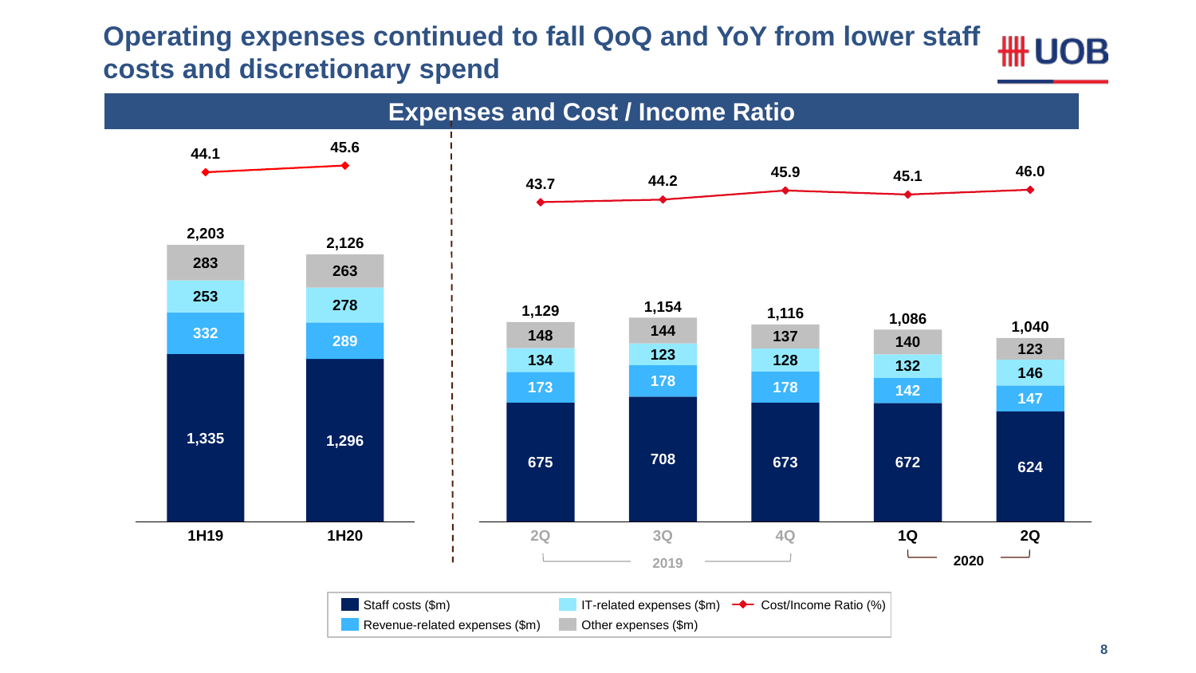# Operating expenses continued to fall QoQ and YoY from lower staff costs and discretionary spend

## Expenses and Cost / Income Ratio

| | 1H19 | 1H20 |
|---|---|---|
| Staff costs ($m) | 1,335 | 1,296 |
| Revenue-related expenses ($m) | 332 | 289 |
| IT-related expenses ($m) | 253 | 278 |
| Other expenses ($m) | 283 | 263 |
| Total ($m) | 2,203 | 2,126 |
| Cost/Income Ratio (%) | 44.1 | 45.6 |

| | 2Q 2019 | 3Q 2019 | 4Q 2019 | 1Q 2020 | 2Q 2020 |
|---|---|---|---|---|---|
| Staff costs ($m) | 675 | 708 | 673 | 672 | 624 |
| Revenue-related expenses ($m) | 173 | 178 | 178 | 142 | 147 |
| IT-related expenses ($m) | 134 | 123 | 128 | 132 | 146 |
| Other expenses ($m) | 148 | 144 | 137 | 140 | 123 |
| Total ($m) | 1,129 | 1,154 | 1,116 | 1,086 | 1,040 |
| Cost/Income Ratio (%) | 43.7 | 44.2 | 45.9 | 45.1 | 46.0 |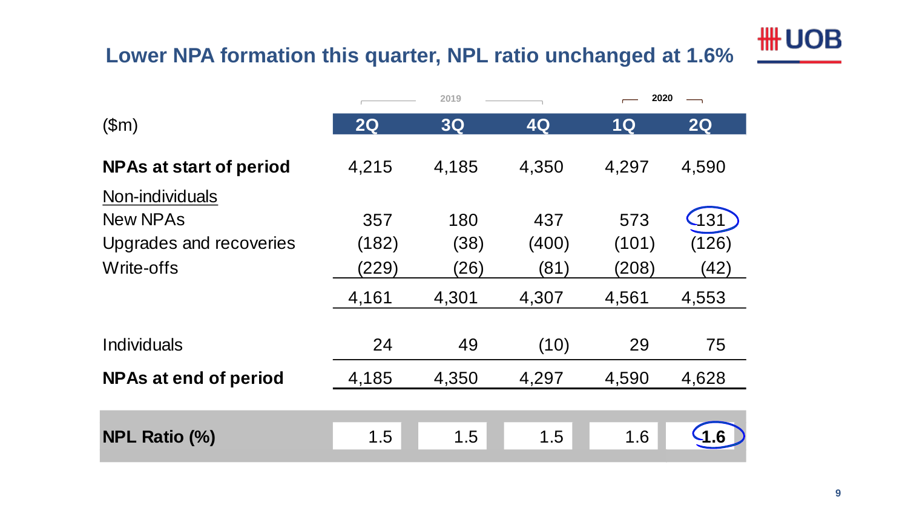## Lower NPA formation this quarter, NPL ratio unchanged at 1.6%

| ($m) | 2019 | | | 2020 | |
|---|---|---|---|---|---|
| | 2Q | 3Q | 4Q | 1Q | 2Q |
| **NPAs at start of period** | 4,215 | 4,185 | 4,350 | 4,297 | 4,590 |
| Non-individuals | | | | | |
| New NPAs | 357 | 180 | 437 | 573 | 131 |
| Upgrades and recoveries | (182) | (38) | (400) | (101) | (126) |
| Write-offs | (229) | (26) | (81) | (208) | (42) |
| | 4,161 | 4,301 | 4,307 | 4,561 | 4,553 |
| Individuals | 24 | 49 | (10) | 29 | 75 |
| **NPAs at end of period** | 4,185 | 4,350 | 4,297 | 4,590 | 4,628 |
| **NPL Ratio (%)** | 1.5 | 1.5 | 1.5 | 1.6 | **1.6** |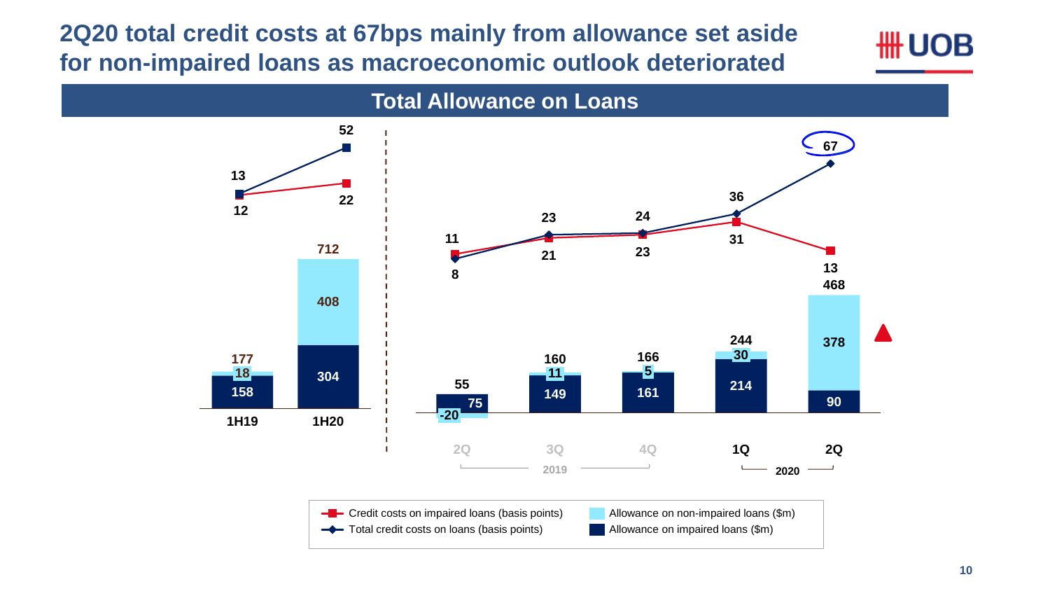# 2Q20 total credit costs at 67bps mainly from allowance set aside for non-impaired loans as macroeconomic outlook deteriorated

## Total Allowance on Loans

| Period | Allowance on impaired loans ($m) | Allowance on non-impaired loans ($m) | Total ($m) | Credit costs on impaired loans (basis points) | Total credit costs on loans (basis points) |
|---|---|---|---|---|---|
| 1H19 | 158 | 18 | 177 | 12 | 13 |
| 1H20 | 304 | 408 | 712 | 22 | 52 |
| 2Q 2019 | 75 | -20 | 55 | 11 | 8 |
| 3Q 2019 | 149 | 11 | 160 | 21 | 23 |
| 4Q 2019 | 161 | 5 | 166 | 23 | 24 |
| 1Q 2020 | 214 | 30 | 244 | 31 | 36 |
| 2Q 2020 | 90 | 378 | 468 | 13 | 67 |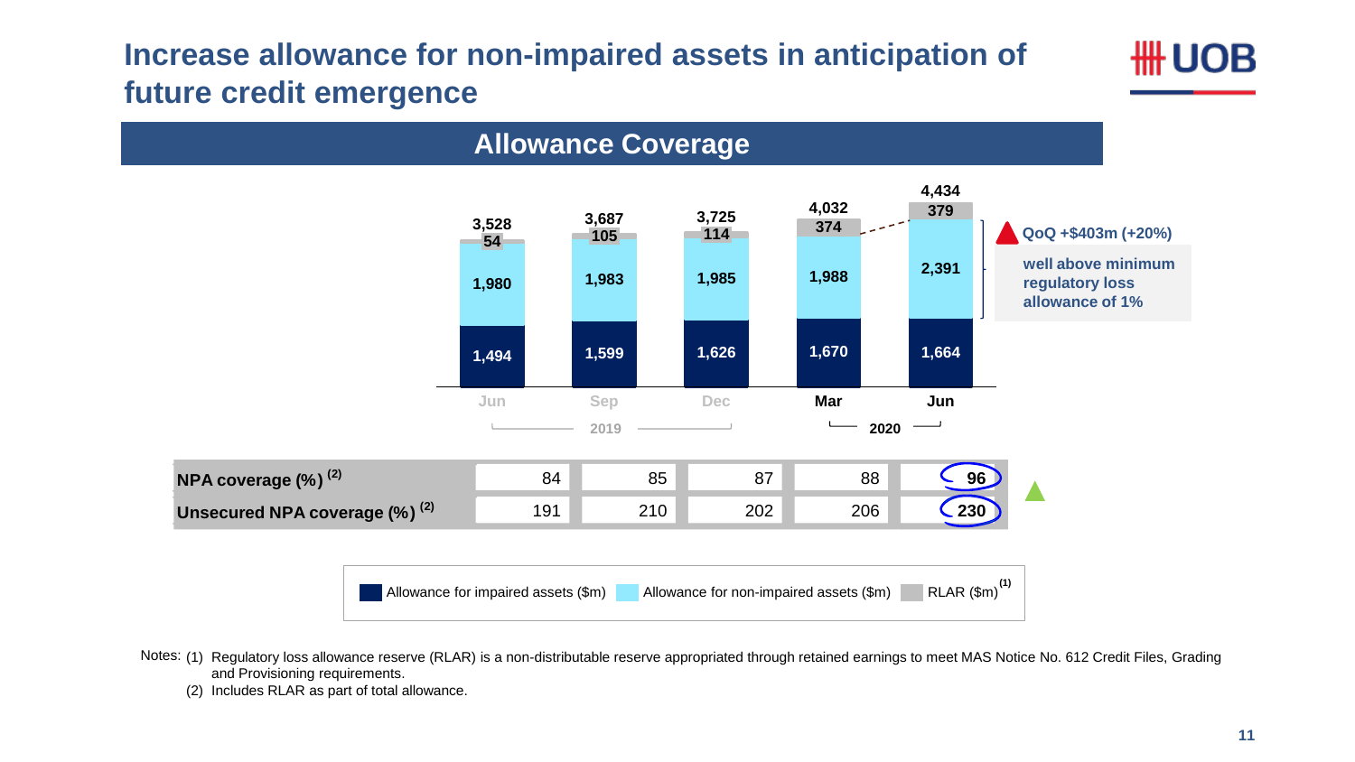# Increase allowance for non-impaired assets in anticipation of future credit emergence

## Allowance Coverage

| | Jun 2019 | Sep 2019 | Dec 2019 | Mar 2020 | Jun 2020 |
|---|---|---|---|---|---|
| Allowance for impaired assets ($m) | 1,494 | 1,599 | 1,626 | 1,670 | 1,664 |
| Allowance for non-impaired assets ($m) | 1,980 | 1,983 | 1,985 | 1,988 | 2,391 |
| RLAR ($m)[1] | 54 | 105 | 114 | 374 | 379 |
| Total | 3,528 | 3,687 | 3,725 | 4,032 | 4,434 |
| NPA coverage (%)[2] | 84 | 85 | 87 | 88 | 96 |
| Unsecured NPA coverage (%)[2] | 191 | 210 | 202 | 206 | 230 |

QoQ +$403m (+20%)

well above minimum regulatory loss allowance of 1%

Notes: (1) Regulatory loss allowance reserve (RLAR) is a non-distributable reserve appropriated through retained earnings to meet MAS Notice No. 612 Credit Files, Grading and Provisioning requirements.

(2) Includes RLAR as part of total allowance.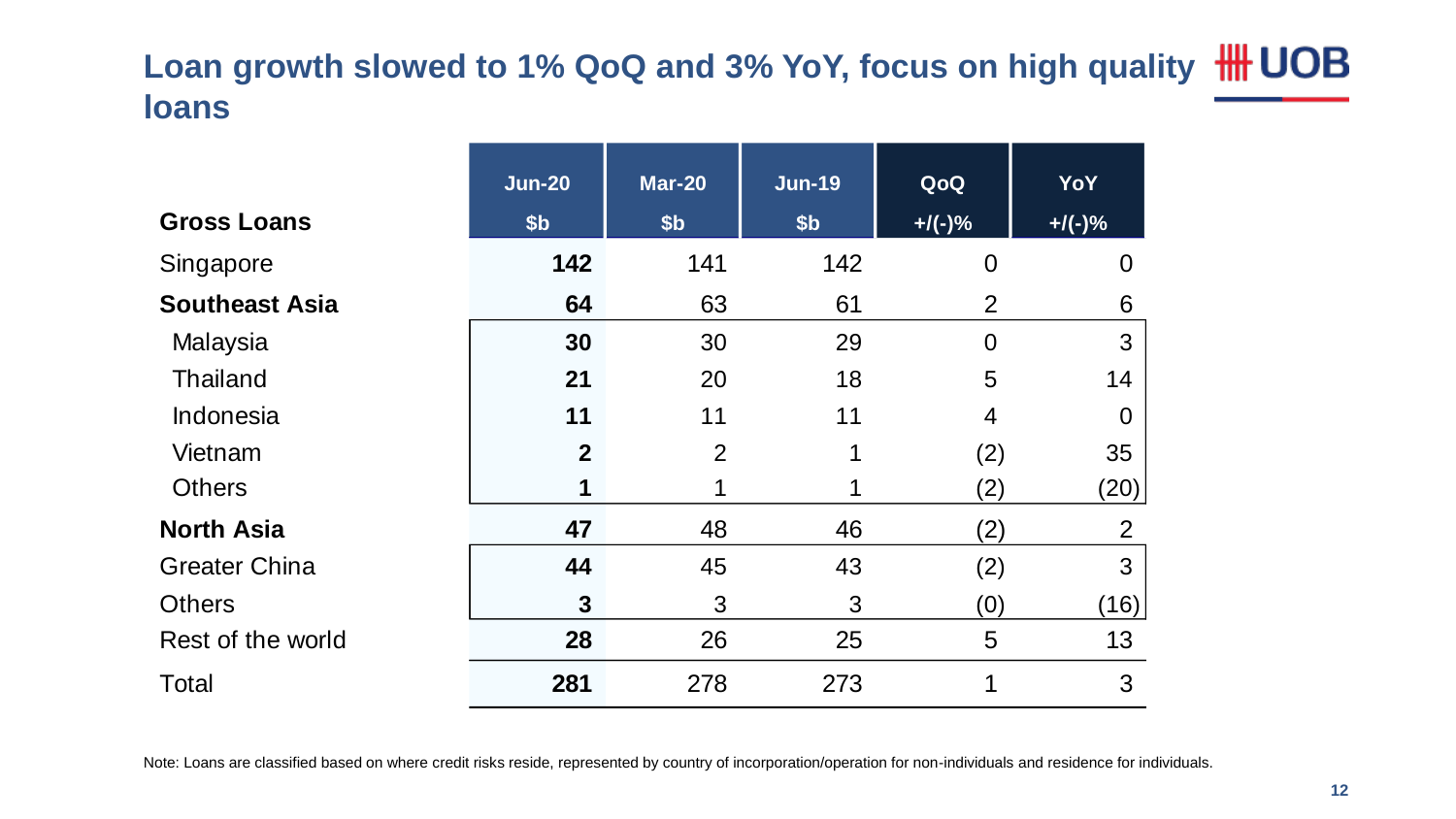# Loan growth slowed to 1% QoQ and 3% YoY, focus on high quality loans

| Gross Loans | Jun-20 $b | Mar-20 $b | Jun-19 $b | QoQ +/(-)% | YoY +/(-)% |
|---|---|---|---|---|---|
| Singapore | **142** | 141 | 142 | 0 | 0 |
| **Southeast Asia** | **64** | 63 | 61 | 2 | 6 |
| Malaysia | **30** | 30 | 29 | 0 | 3 |
| Thailand | **21** | 20 | 18 | 5 | 14 |
| Indonesia | **11** | 11 | 11 | 4 | 0 |
| Vietnam | **2** | 2 | 1 | (2) | 35 |
| Others | **1** | 1 | 1 | (2) | (20) |
| **North Asia** | **47** | 48 | 46 | (2) | 2 |
| Greater China | **44** | 45 | 43 | (2) | 3 |
| Others | **3** | 3 | 3 | (0) | (16) |
| Rest of the world | **28** | 26 | 25 | 5 | 13 |
| Total | **281** | 278 | 273 | 1 | 3 |

Note: Loans are classified based on where credit risks reside, represented by country of incorporation/operation for non-individuals and residence for individuals.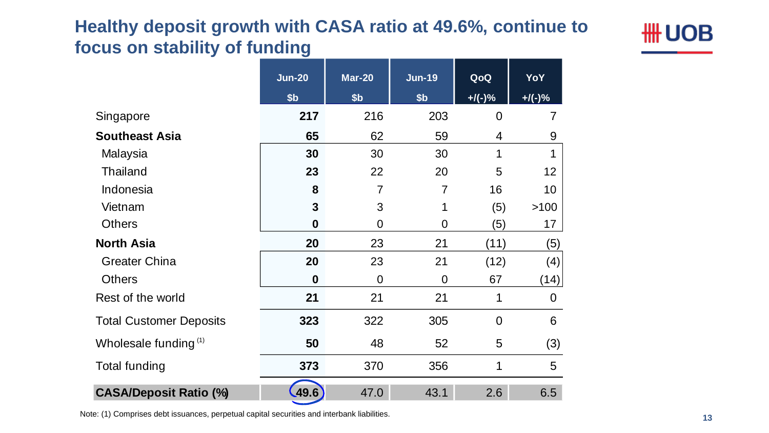# Healthy deposit growth with CASA ratio at 49.6%, continue to focus on stability of funding

| | Jun-20 $b | Mar-20 $b | Jun-19 $b | QoQ +/(-)% | YoY +/(-)% |
|---|---|---|---|---|---|
| Singapore | **217** | 216 | 203 | 0 | 7 |
| **Southeast Asia** | **65** | 62 | 59 | 4 | 9 |
| Malaysia | **30** | 30 | 30 | 1 | 1 |
| Thailand | **23** | 22 | 20 | 5 | 12 |
| Indonesia | **8** | 7 | 7 | 16 | 10 |
| Vietnam | **3** | 3 | 1 | (5) | >100 |
| Others | **0** | 0 | 0 | (5) | 17 |
| **North Asia** | **20** | 23 | 21 | (11) | (5) |
| Greater China | **20** | 23 | 21 | (12) | (4) |
| Others | **0** | 0 | 0 | 67 | (14) |
| Rest of the world | **21** | 21 | 21 | 1 | 0 |
| Total Customer Deposits | **323** | 322 | 305 | 0 | 6 |
| Wholesale funding [1] | **50** | 48 | 52 | 5 | (3) |
| Total funding | **373** | 370 | 356 | 1 | 5 |
| **CASA/Deposit Ratio (%)** | **49.6** | 47.0 | 43.1 | 2.6 | 6.5 |

Note: (1) Comprises debt issuances, perpetual capital securities and interbank liabilities.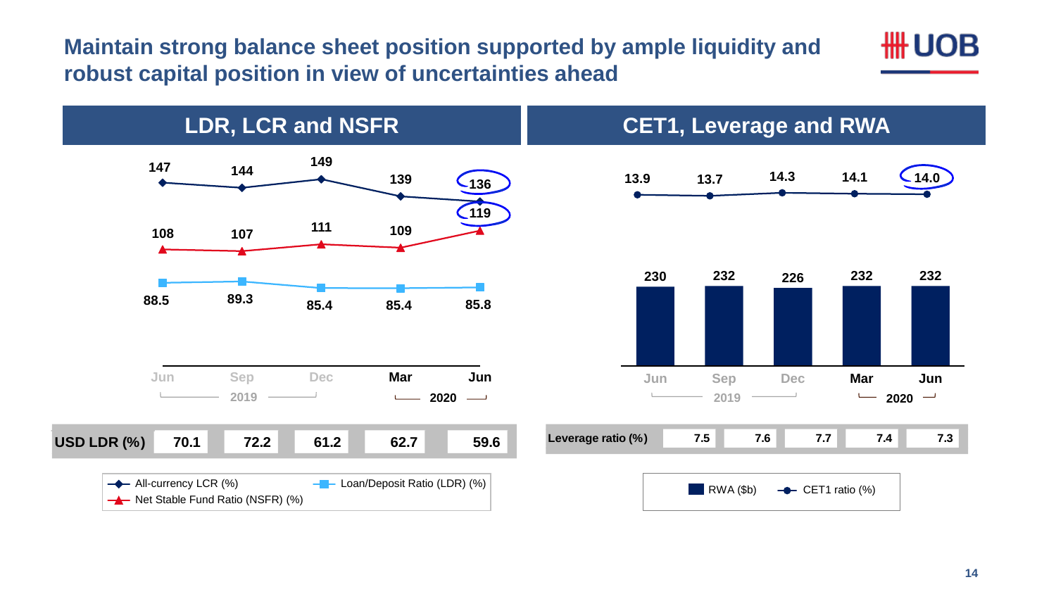# Maintain strong balance sheet position supported by ample liquidity and robust capital position in view of uncertainties ahead

## LDR, LCR and NSFR

| | Jun 2019 | Sep 2019 | Dec 2019 | Mar 2020 | Jun 2020 |
|---|---|---|---|---|---|
| All-currency LCR (%) | 147 | 144 | 149 | 139 | 136 |
| Net Stable Fund Ratio (NSFR) (%) | 108 | 107 | 111 | 109 | 119 |
| Loan/Deposit Ratio (LDR) (%) | 88.5 | 89.3 | 85.4 | 85.4 | 85.8 |
| USD LDR (%) | 70.1 | 72.2 | 61.2 | 62.7 | 59.6 |

## CET1, Leverage and RWA

| | Jun 2019 | Sep 2019 | Dec 2019 | Mar 2020 | Jun 2020 |
|---|---|---|---|---|---|
| CET1 ratio (%) | 13.9 | 13.7 | 14.3 | 14.1 | 14.0 |
| RWA ($b) | 230 | 232 | 226 | 232 | 232 |
| Leverage ratio (%) | 7.5 | 7.6 | 7.7 | 7.4 | 7.3 |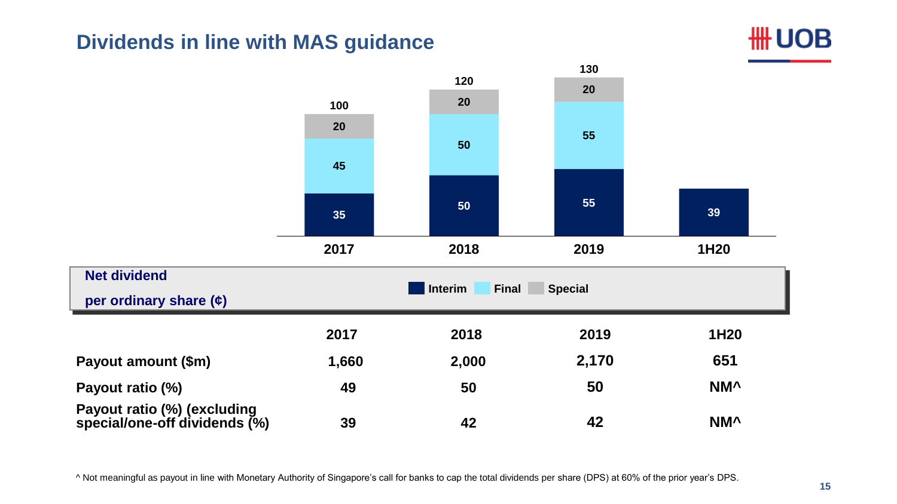# Dividends in line with MAS guidance

**Net dividend per ordinary share (¢)**

| | 2017 | 2018 | 2019 | 1H20 |
|---|---|---|---|---|
| Interim | 35 | 50 | 55 | 39 |
| Final | 45 | 50 | 55 | |
| Special | 20 | 20 | 20 | |
| Total | 100 | 120 | 130 | |

| | 2017 | 2018 | 2019 | 1H20 |
|---|---|---|---|---|
| Payout amount ($m) | 1,660 | 2,000 | 2,170 | 651 |
| Payout ratio (%) | 49 | 50 | 50 | NM^ |
| Payout ratio (%) (excluding special/one-off dividends (%) | 39 | 42 | 42 | NM^ |

^ Not meaningful as payout in line with Monetary Authority of Singapore's call for banks to cap the total dividends per share (DPS) at 60% of the prior year's DPS.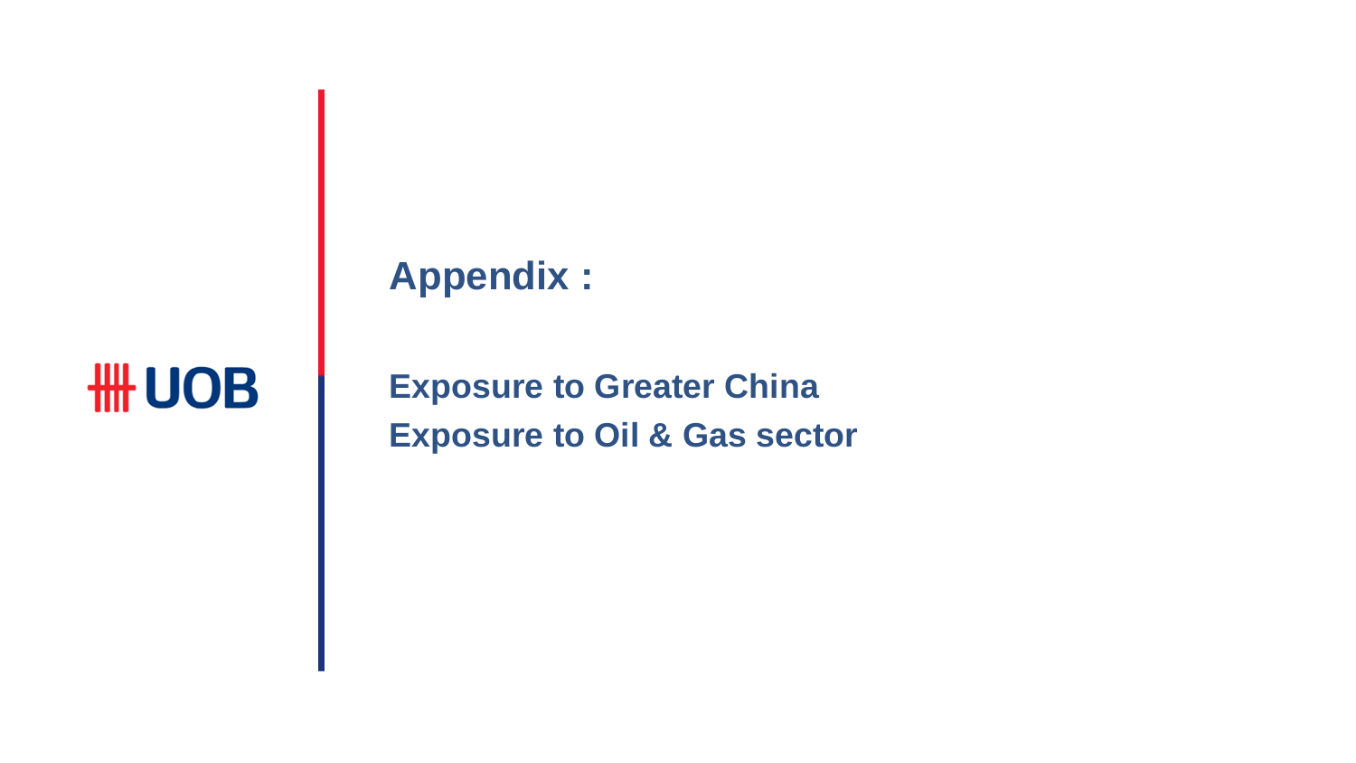# Appendix :

## Exposure to Greater China
## Exposure to Oil & Gas sector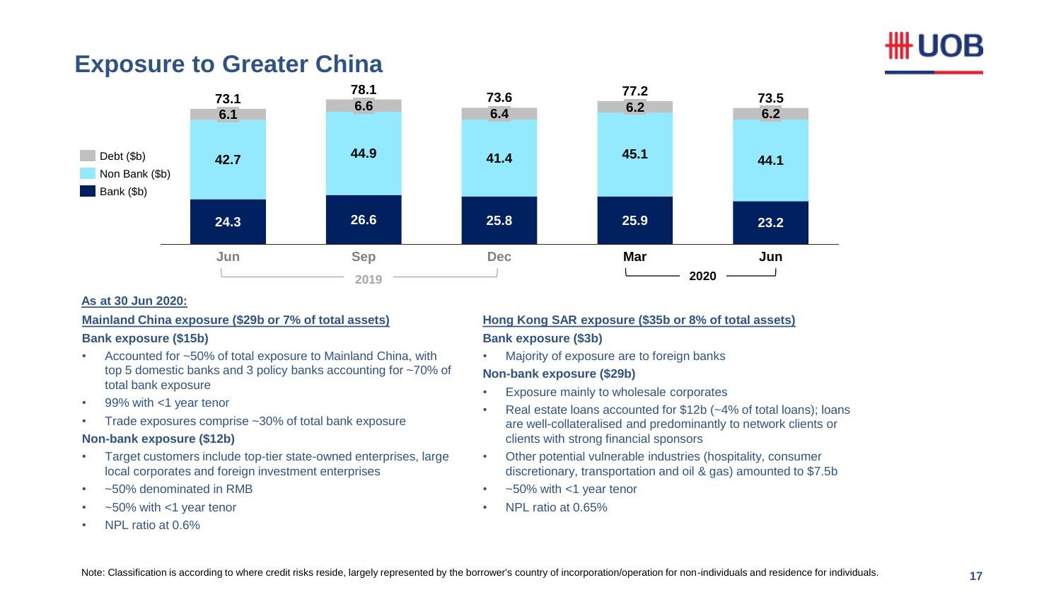# Exposure to Greater China

| | Jun 2019 | Sep 2019 | Dec 2019 | Mar 2020 | Jun 2020 |
|---|---|---|---|---|---|
| Debt ($b) | 6.1 | 6.6 | 6.4 | 6.2 | 6.2 |
| Non Bank ($b) | 42.7 | 44.9 | 41.4 | 45.1 | 44.1 |
| Bank ($b) | 24.3 | 26.6 | 25.8 | 25.9 | 23.2 |
| Total | 73.1 | 78.1 | 73.6 | 77.2 | 73.5 |

**As at 30 Jun 2020:**

**Mainland China exposure ($29b or 7% of total assets)**

**Bank exposure ($15b)**

- Accounted for ~50% of total exposure to Mainland China, with top 5 domestic banks and 3 policy banks accounting for ~70% of total bank exposure
- 99% with <1 year tenor
- Trade exposures comprise ~30% of total bank exposure

**Non-bank exposure ($12b)**

- Target customers include top-tier state-owned enterprises, large local corporates and foreign investment enterprises
- ~50% denominated in RMB
- ~50% with <1 year tenor
- NPL ratio at 0.6%

**Hong Kong SAR exposure ($35b or 8% of total assets)**

**Bank exposure ($3b)**

- Majority of exposure are to foreign banks

**Non-bank exposure ($29b)**

- Exposure mainly to wholesale corporates
- Real estate loans accounted for $12b (~4% of total loans); loans are well-collateralised and predominantly to network clients or clients with strong financial sponsors
- Other potential vulnerable industries (hospitality, consumer discretionary, transportation and oil & gas) amounted to $7.5b
- ~50% with <1 year tenor
- NPL ratio at 0.65%

Note: Classification is according to where credit risks reside, largely represented by the borrower's country of incorporation/operation for non-individuals and residence for individuals.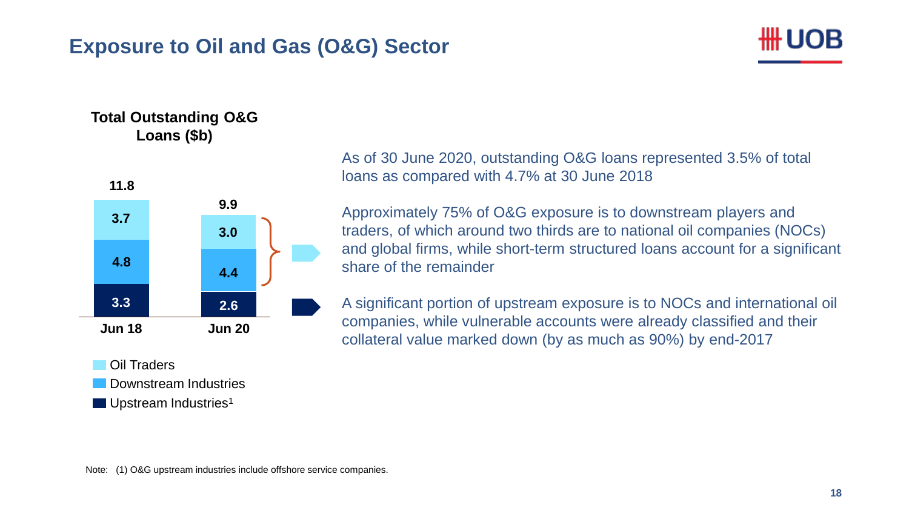# Exposure to Oil and Gas (O&G) Sector

**Total Outstanding O&G Loans ($b)**

11.8
3.7
4.8
3.3
Jun 18

9.9
3.0
4.4
2.6
Jun 20

Oil Traders
Downstream Industries
Upstream Industries[1]

As of 30 June 2020, outstanding O&G loans represented 3.5% of total loans as compared with 4.7% at 30 June 2018

Approximately 75% of O&G exposure is to downstream players and traders, of which around two thirds are to national oil companies (NOCs) and global firms, while short-term structured loans account for a significant share of the remainder

A significant portion of upstream exposure is to NOCs and international oil companies, while vulnerable accounts were already classified and their collateral value marked down (by as much as 90%) by end-2017

Note: (1) O&G upstream industries include offshore service companies.